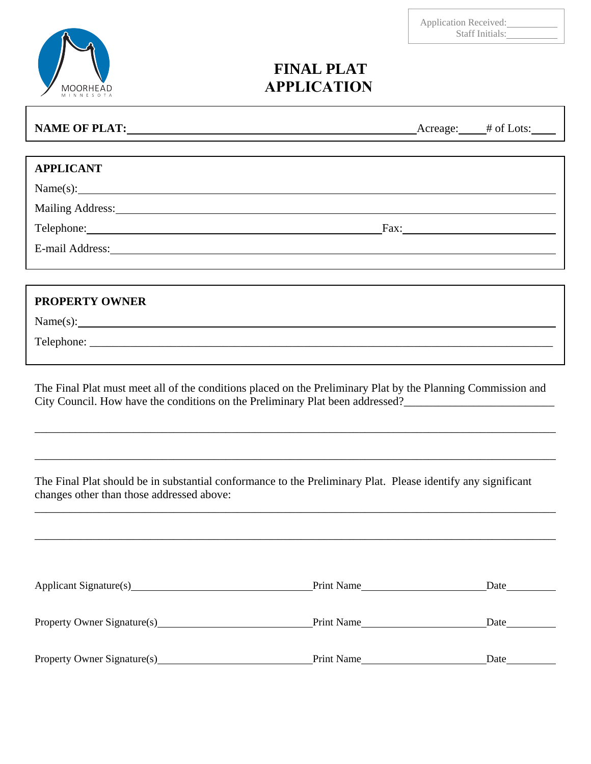Application Received:__________
Staff Initials:__________

MOORHEAD
MINNESOTA

# FINAL PLAT APPLICATION

**NAME OF PLAT:**______________________________ Acreage:_____ # of Lots:_____

**APPLICANT**

Name(s):______________________________

Mailing Address:______________________________

Telephone:______________________________ Fax:______________________________

E-mail Address:______________________________

**PROPERTY OWNER**

Name(s):______________________________

Telephone:______________________________

The Final Plat must meet all of the conditions placed on the Preliminary Plat by the Planning Commission and City Council. How have the conditions on the Preliminary Plat been addressed?__________________________

______________________________________________________________________________

______________________________________________________________________________

The Final Plat should be in substantial conformance to the Preliminary Plat. Please identify any significant changes other than those addressed above:

______________________________________________________________________________

______________________________________________________________________________

Applicant Signature(s)______________________________ Print Name______________________ Date__________

Property Owner Signature(s)__________________________ Print Name______________________ Date__________

Property Owner Signature(s)__________________________ Print Name______________________ Date__________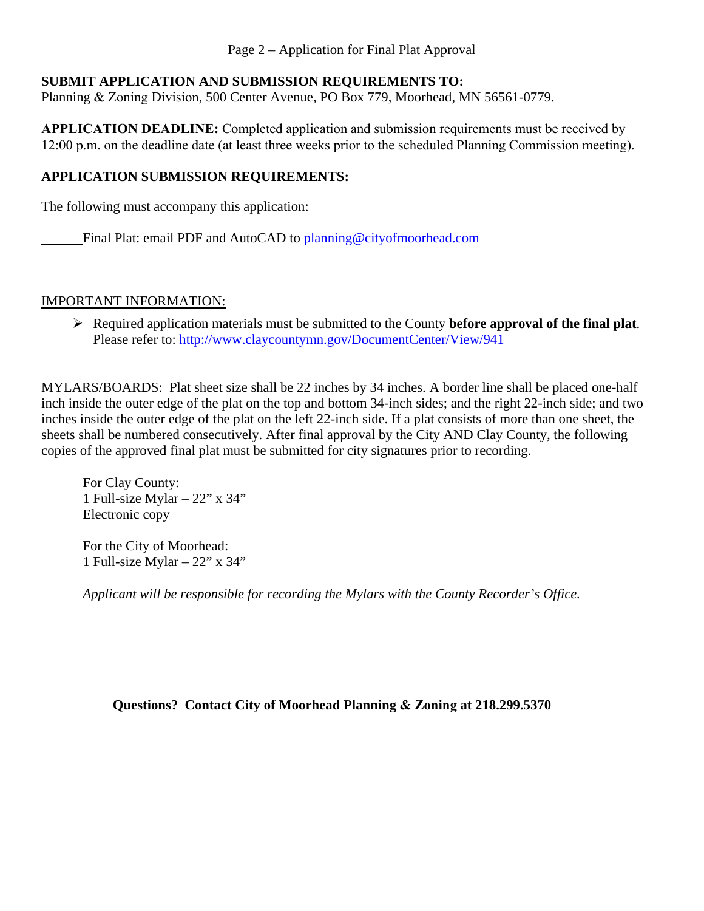**SUBMIT APPLICATION AND SUBMISSION REQUIREMENTS TO:**
Planning & Zoning Division, 500 Center Avenue, PO Box 779, Moorhead, MN 56561-0779.

**APPLICATION DEADLINE:** Completed application and submission requirements must be received by 12:00 p.m. on the deadline date (at least three weeks prior to the scheduled Planning Commission meeting).

**APPLICATION SUBMISSION REQUIREMENTS:**

The following must accompany this application:

______Final Plat: email PDF and AutoCAD to planning@cityofmoorhead.com

<u>IMPORTANT INFORMATION:</u>

- Required application materials must be submitted to the County **before approval of the final plat**. Please refer to: http://www.claycountymn.gov/DocumentCenter/View/941

MYLARS/BOARDS: Plat sheet size shall be 22 inches by 34 inches. A border line shall be placed one-half inch inside the outer edge of the plat on the top and bottom 34-inch sides; and the right 22-inch side; and two inches inside the outer edge of the plat on the left 22-inch side. If a plat consists of more than one sheet, the sheets shall be numbered consecutively. After final approval by the City AND Clay County, the following copies of the approved final plat must be submitted for city signatures prior to recording.

For Clay County:
1 Full-size Mylar – 22" x 34"
Electronic copy

For the City of Moorhead:
1 Full-size Mylar – 22" x 34"

*Applicant will be responsible for recording the Mylars with the County Recorder's Office.*

**Questions? Contact City of Moorhead Planning & Zoning at 218.299.5370**